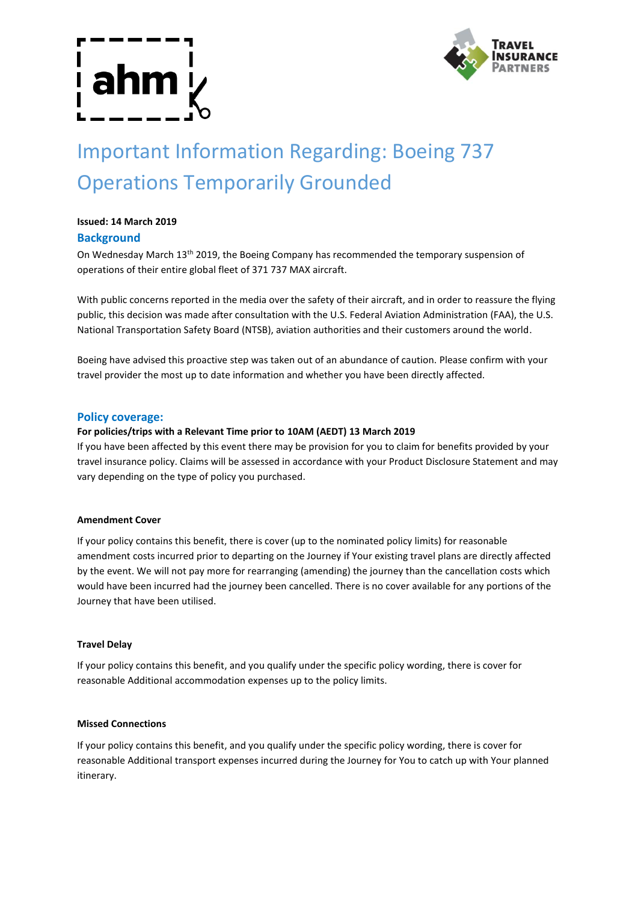# Important Information Regarding: Boeing 737 Operations Temporarily Grounded

**Issued: 14 March 2019**

## Background

On Wednesday March 13th 2019, the Boeing Company has recommended the temporary suspension of operations of their entire global fleet of 371 737 MAX aircraft.

With public concerns reported in the media over the safety of their aircraft, and in order to reassure the flying public, this decision was made after consultation with the U.S. Federal Aviation Administration (FAA), the U.S. National Transportation Safety Board (NTSB), aviation authorities and their customers around the world.

Boeing have advised this proactive step was taken out of an abundance of caution. Please confirm with your travel provider the most up to date information and whether you have been directly affected.

## Policy coverage:

**For policies/trips with a Relevant Time prior to 10AM (AEDT) 13 March 2019**

If you have been affected by this event there may be provision for you to claim for benefits provided by your travel insurance policy. Claims will be assessed in accordance with your Product Disclosure Statement and may vary depending on the type of policy you purchased.

**Amendment Cover**

If your policy contains this benefit, there is cover (up to the nominated policy limits) for reasonable amendment costs incurred prior to departing on the Journey if Your existing travel plans are directly affected by the event. We will not pay more for rearranging (amending) the journey than the cancellation costs which would have been incurred had the journey been cancelled. There is no cover available for any portions of the Journey that have been utilised.

**Travel Delay**

If your policy contains this benefit, and you qualify under the specific policy wording, there is cover for reasonable Additional accommodation expenses up to the policy limits.

**Missed Connections**

If your policy contains this benefit, and you qualify under the specific policy wording, there is cover for reasonable Additional transport expenses incurred during the Journey for You to catch up with Your planned itinerary.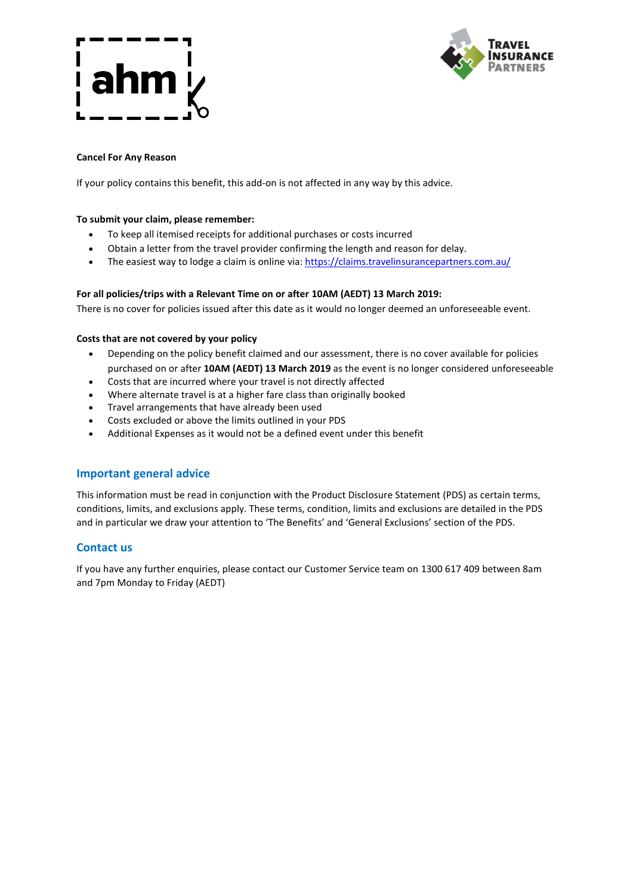**Cancel For Any Reason**

If your policy contains this benefit, this add-on is not affected in any way by this advice.

**To submit your claim, please remember:**

- To keep all itemised receipts for additional purchases or costs incurred
- Obtain a letter from the travel provider confirming the length and reason for delay.
- The easiest way to lodge a claim is online via: https://claims.travelinsurancepartners.com.au/

**For all policies/trips with a Relevant Time on or after 10AM (AEDT) 13 March 2019:**

There is no cover for policies issued after this date as it would no longer deemed an unforeseeable event.

**Costs that are not covered by your policy**

- Depending on the policy benefit claimed and our assessment, there is no cover available for policies purchased on or after **10AM (AEDT) 13 March 2019** as the event is no longer considered unforeseeable
- Costs that are incurred where your travel is not directly affected
- Where alternate travel is at a higher fare class than originally booked
- Travel arrangements that have already been used
- Costs excluded or above the limits outlined in your PDS
- Additional Expenses as it would not be a defined event under this benefit

## Important general advice

This information must be read in conjunction with the Product Disclosure Statement (PDS) as certain terms, conditions, limits, and exclusions apply. These terms, condition, limits and exclusions are detailed in the PDS and in particular we draw your attention to 'The Benefits' and 'General Exclusions' section of the PDS.

## Contact us

If you have any further enquiries, please contact our Customer Service team on 1300 617 409 between 8am and 7pm Monday to Friday (AEDT)